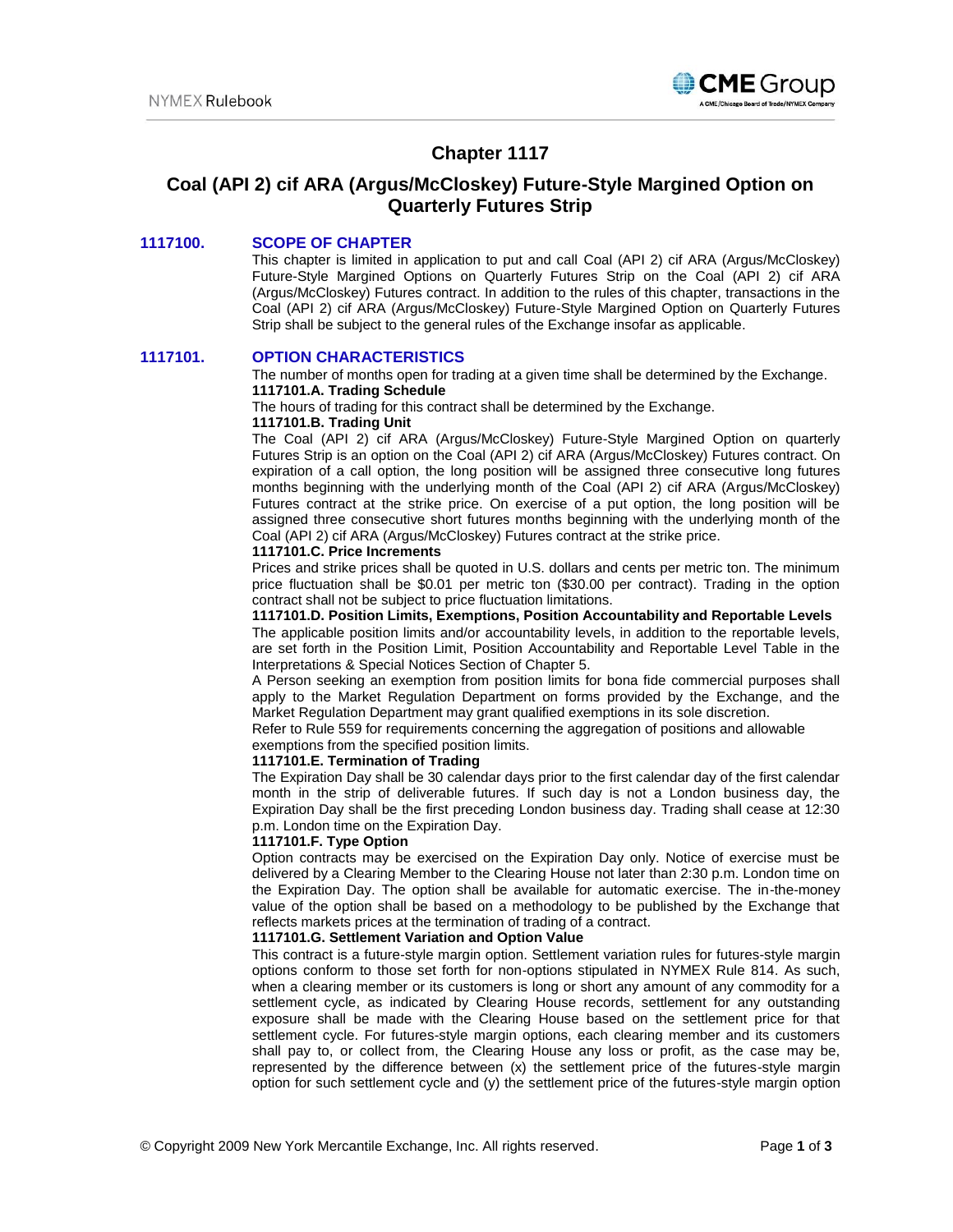# Chapter 1117

## Coal (API 2) cif ARA (Argus/McCloskey) Future-Style Margined Option on Quarterly Futures Strip

### 1117100. SCOPE OF CHAPTER

This chapter is limited in application to put and call Coal (API 2) cif ARA (Argus/McCloskey) Future-Style Margined Options on Quarterly Futures Strip on the Coal (API 2) cif ARA (Argus/McCloskey) Futures contract. In addition to the rules of this chapter, transactions in the Coal (API 2) cif ARA (Argus/McCloskey) Future-Style Margined Option on Quarterly Futures Strip shall be subject to the general rules of the Exchange insofar as applicable.

### 1117101. OPTION CHARACTERISTICS

The number of months open for trading at a given time shall be determined by the Exchange.

**1117101.A. Trading Schedule**

The hours of trading for this contract shall be determined by the Exchange.

**1117101.B. Trading Unit**

The Coal (API 2) cif ARA (Argus/McCloskey) Future-Style Margined Option on quarterly Futures Strip is an option on the Coal (API 2) cif ARA (Argus/McCloskey) Futures contract. On expiration of a call option, the long position will be assigned three consecutive long futures months beginning with the underlying month of the Coal (API 2) cif ARA (Argus/McCloskey) Futures contract at the strike price. On exercise of a put option, the long position will be assigned three consecutive short futures months beginning with the underlying month of the Coal (API 2) cif ARA (Argus/McCloskey) Futures contract at the strike price.

**1117101.C. Price Increments**

Prices and strike prices shall be quoted in U.S. dollars and cents per metric ton. The minimum price fluctuation shall be $0.01 per metric ton ($30.00 per contract). Trading in the option contract shall not be subject to price fluctuation limitations.

**1117101.D. Position Limits, Exemptions, Position Accountability and Reportable Levels**

The applicable position limits and/or accountability levels, in addition to the reportable levels, are set forth in the Position Limit, Position Accountability and Reportable Level Table in the Interpretations & Special Notices Section of Chapter 5.

A Person seeking an exemption from position limits for bona fide commercial purposes shall apply to the Market Regulation Department on forms provided by the Exchange, and the Market Regulation Department may grant qualified exemptions in its sole discretion.

Refer to Rule 559 for requirements concerning the aggregation of positions and allowable exemptions from the specified position limits.

**1117101.E. Termination of Trading**

The Expiration Day shall be 30 calendar days prior to the first calendar day of the first calendar month in the strip of deliverable futures. If such day is not a London business day, the Expiration Day shall be the first preceding London business day. Trading shall cease at 12:30 p.m. London time on the Expiration Day.

**1117101.F. Type Option**

Option contracts may be exercised on the Expiration Day only. Notice of exercise must be delivered by a Clearing Member to the Clearing House not later than 2:30 p.m. London time on the Expiration Day. The option shall be available for automatic exercise. The in-the-money value of the option shall be based on a methodology to be published by the Exchange that reflects markets prices at the termination of trading of a contract.

**1117101.G. Settlement Variation and Option Value**

This contract is a future-style margin option. Settlement variation rules for futures-style margin options conform to those set forth for non-options stipulated in NYMEX Rule 814. As such, when a clearing member or its customers is long or short any amount of any commodity for a settlement cycle, as indicated by Clearing House records, settlement for any outstanding exposure shall be made with the Clearing House based on the settlement price for that settlement cycle. For futures-style margin options, each clearing member and its customers shall pay to, or collect from, the Clearing House any loss or profit, as the case may be, represented by the difference between (x) the settlement price of the futures-style margin option for such settlement cycle and (y) the settlement price of the futures-style margin option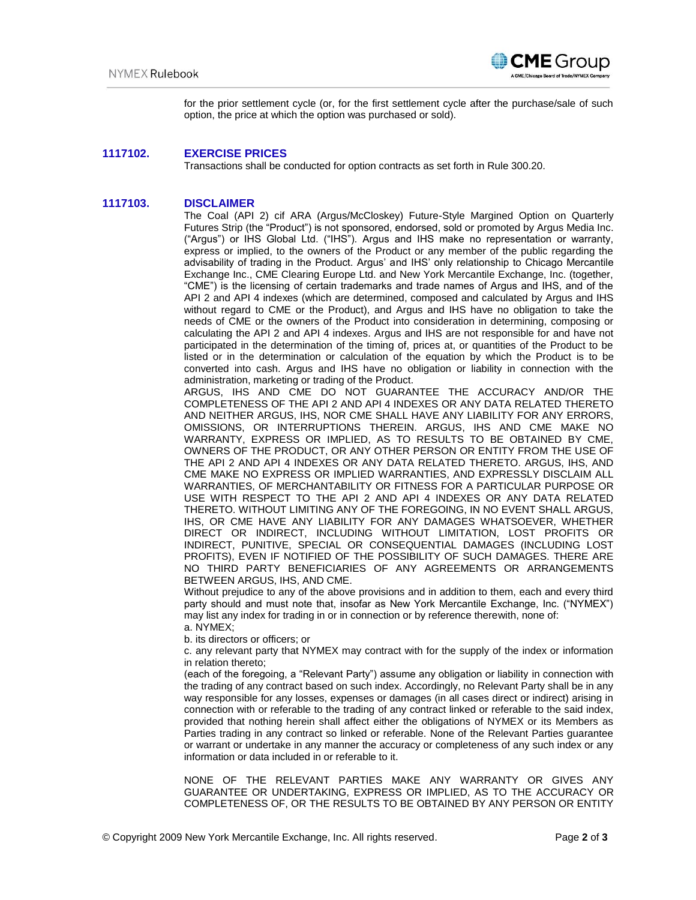for the prior settlement cycle (or, for the first settlement cycle after the purchase/sale of such option, the price at which the option was purchased or sold).

## 1117102. EXERCISE PRICES

Transactions shall be conducted for option contracts as set forth in Rule 300.20.

## 1117103. DISCLAIMER

The Coal (API 2) cif ARA (Argus/McCloskey) Future-Style Margined Option on Quarterly Futures Strip (the "Product") is not sponsored, endorsed, sold or promoted by Argus Media Inc. ("Argus") or IHS Global Ltd. ("IHS"). Argus and IHS make no representation or warranty, express or implied, to the owners of the Product or any member of the public regarding the advisability of trading in the Product. Argus' and IHS' only relationship to Chicago Mercantile Exchange Inc., CME Clearing Europe Ltd. and New York Mercantile Exchange, Inc. (together, "CME") is the licensing of certain trademarks and trade names of Argus and IHS, and of the API 2 and API 4 indexes (which are determined, composed and calculated by Argus and IHS without regard to CME or the Product), and Argus and IHS have no obligation to take the needs of CME or the owners of the Product into consideration in determining, composing or calculating the API 2 and API 4 indexes. Argus and IHS are not responsible for and have not participated in the determination of the timing of, prices at, or quantities of the Product to be listed or in the determination or calculation of the equation by which the Product is to be converted into cash. Argus and IHS have no obligation or liability in connection with the administration, marketing or trading of the Product.

ARGUS, IHS AND CME DO NOT GUARANTEE THE ACCURACY AND/OR THE COMPLETENESS OF THE API 2 AND API 4 INDEXES OR ANY DATA RELATED THERETO AND NEITHER ARGUS, IHS, NOR CME SHALL HAVE ANY LIABILITY FOR ANY ERRORS, OMISSIONS, OR INTERRUPTIONS THEREIN. ARGUS, IHS AND CME MAKE NO WARRANTY, EXPRESS OR IMPLIED, AS TO RESULTS TO BE OBTAINED BY CME, OWNERS OF THE PRODUCT, OR ANY OTHER PERSON OR ENTITY FROM THE USE OF THE API 2 AND API 4 INDEXES OR ANY DATA RELATED THERETO. ARGUS, IHS, AND CME MAKE NO EXPRESS OR IMPLIED WARRANTIES, AND EXPRESSLY DISCLAIM ALL WARRANTIES, OF MERCHANTABILITY OR FITNESS FOR A PARTICULAR PURPOSE OR USE WITH RESPECT TO THE API 2 AND API 4 INDEXES OR ANY DATA RELATED THERETO. WITHOUT LIMITING ANY OF THE FOREGOING, IN NO EVENT SHALL ARGUS, IHS, OR CME HAVE ANY LIABILITY FOR ANY DAMAGES WHATSOEVER, WHETHER DIRECT OR INDIRECT, INCLUDING WITHOUT LIMITATION, LOST PROFITS OR INDIRECT, PUNITIVE, SPECIAL OR CONSEQUENTIAL DAMAGES (INCLUDING LOST PROFITS), EVEN IF NOTIFIED OF THE POSSIBILITY OF SUCH DAMAGES. THERE ARE NO THIRD PARTY BENEFICIARIES OF ANY AGREEMENTS OR ARRANGEMENTS BETWEEN ARGUS, IHS, AND CME.

Without prejudice to any of the above provisions and in addition to them, each and every third party should and must note that, insofar as New York Mercantile Exchange, Inc. ("NYMEX") may list any index for trading in or in connection or by reference therewith, none of:

a. NYMEX;

b. its directors or officers; or

c. any relevant party that NYMEX may contract with for the supply of the index or information in relation thereto;

(each of the foregoing, a "Relevant Party") assume any obligation or liability in connection with the trading of any contract based on such index. Accordingly, no Relevant Party shall be in any way responsible for any losses, expenses or damages (in all cases direct or indirect) arising in connection with or referable to the trading of any contract linked or referable to the said index, provided that nothing herein shall affect either the obligations of NYMEX or its Members as Parties trading in any contract so linked or referable. None of the Relevant Parties guarantee or warrant or undertake in any manner the accuracy or completeness of any such index or any information or data included in or referable to it.

NONE OF THE RELEVANT PARTIES MAKE ANY WARRANTY OR GIVES ANY GUARANTEE OR UNDERTAKING, EXPRESS OR IMPLIED, AS TO THE ACCURACY OR COMPLETENESS OF, OR THE RESULTS TO BE OBTAINED BY ANY PERSON OR ENTITY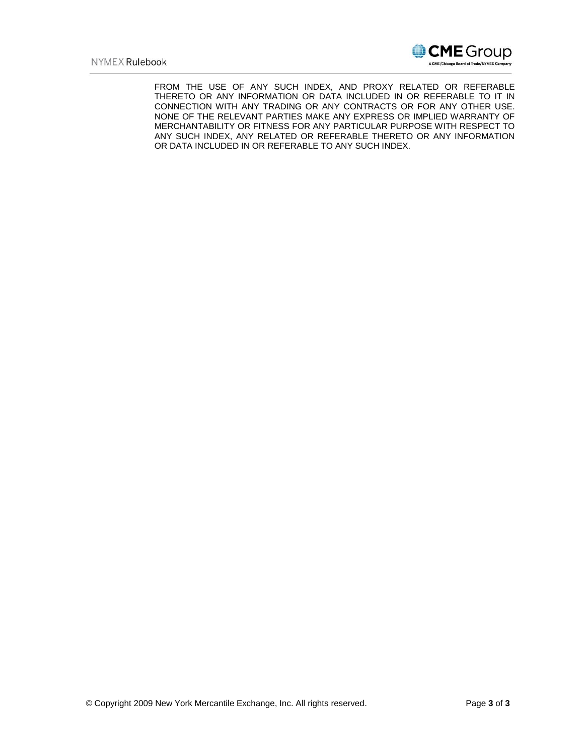FROM THE USE OF ANY SUCH INDEX, AND PROXY RELATED OR REFERABLE THERETO OR ANY INFORMATION OR DATA INCLUDED IN OR REFERABLE TO IT IN CONNECTION WITH ANY TRADING OR ANY CONTRACTS OR FOR ANY OTHER USE. NONE OF THE RELEVANT PARTIES MAKE ANY EXPRESS OR IMPLIED WARRANTY OF MERCHANTABILITY OR FITNESS FOR ANY PARTICULAR PURPOSE WITH RESPECT TO ANY SUCH INDEX, ANY RELATED OR REFERABLE THERETO OR ANY INFORMATION OR DATA INCLUDED IN OR REFERABLE TO ANY SUCH INDEX.